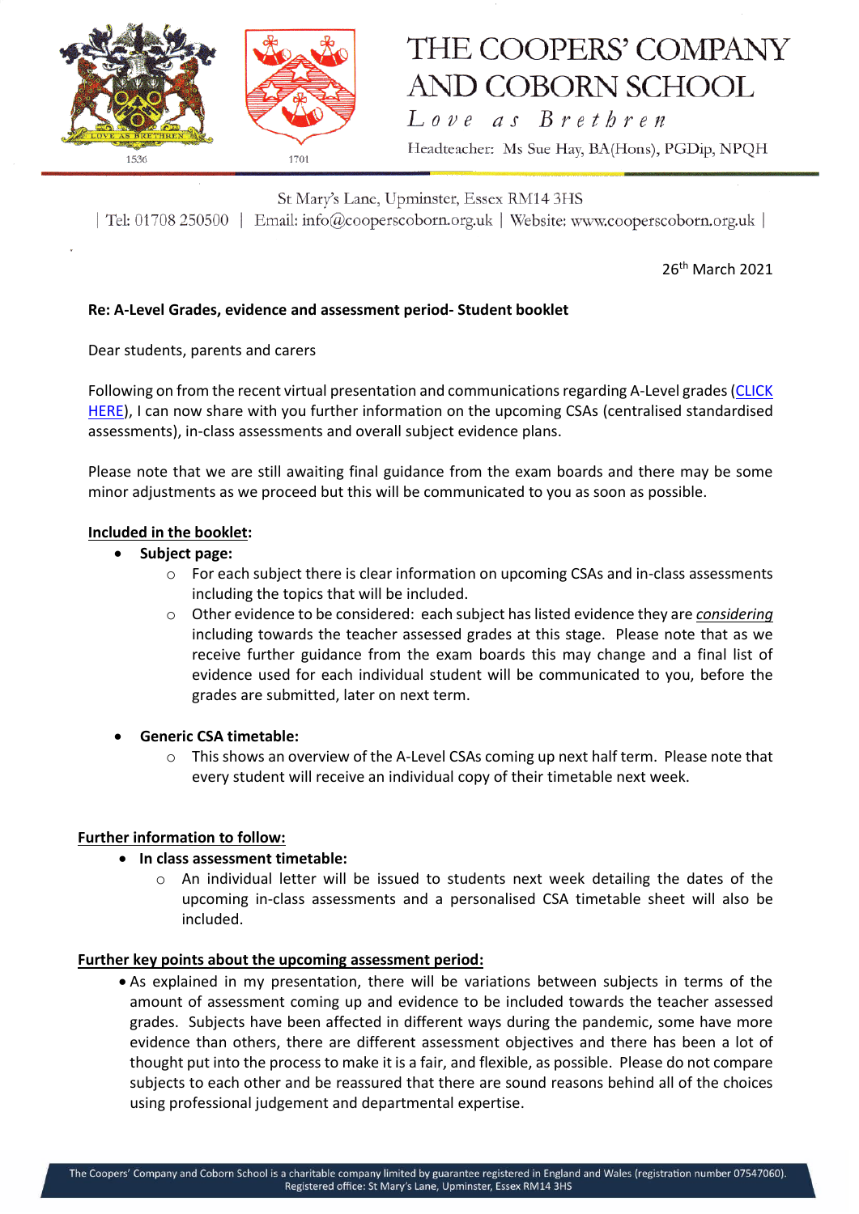# THE COOPERS' COMPANY AND COBORN SCHOOL

*Love as Brethren*

Headteacher: Ms Sue Hay, BA(Hons), PGDip, NPQH

1536 1701

St Mary's Lane, Upminster, Essex RM14 3HS

| Tel: 01708 250500 | Email: info@cooperscoborn.org.uk | Website: www.cooperscoborn.org.uk |

26th March 2021

**Re: A-Level Grades, evidence and assessment period- Student booklet**

Dear students, parents and carers

Following on from the recent virtual presentation and communications regarding A-Level grades (CLICK HERE), I can now share with you further information on the upcoming CSAs (centralised standardised assessments), in-class assessments and overall subject evidence plans.

Please note that we are still awaiting final guidance from the exam boards and there may be some minor adjustments as we proceed but this will be communicated to you as soon as possible.

**Included in the booklet:**

- **Subject page:**
  - For each subject there is clear information on upcoming CSAs and in-class assessments including the topics that will be included.
  - Other evidence to be considered: each subject has listed evidence they are *considering* including towards the teacher assessed grades at this stage. Please note that as we receive further guidance from the exam boards this may change and a final list of evidence used for each individual student will be communicated to you, before the grades are submitted, later on next term.
- **Generic CSA timetable:**
  - This shows an overview of the A-Level CSAs coming up next half term. Please note that every student will receive an individual copy of their timetable next week.

**Further information to follow:**

- **In class assessment timetable:**
  - An individual letter will be issued to students next week detailing the dates of the upcoming in-class assessments and a personalised CSA timetable sheet will also be included.

**Further key points about the upcoming assessment period:**

- As explained in my presentation, there will be variations between subjects in terms of the amount of assessment coming up and evidence to be included towards the teacher assessed grades. Subjects have been affected in different ways during the pandemic, some have more evidence than others, there are different assessment objectives and there has been a lot of thought put into the process to make it is a fair, and flexible, as possible. Please do not compare subjects to each other and be reassured that there are sound reasons behind all of the choices using professional judgement and departmental expertise.

The Coopers' Company and Coborn School is a charitable company limited by guarantee registered in England and Wales (registration number 07547060). Registered office: St Mary's Lane, Upminster, Essex RM14 3HS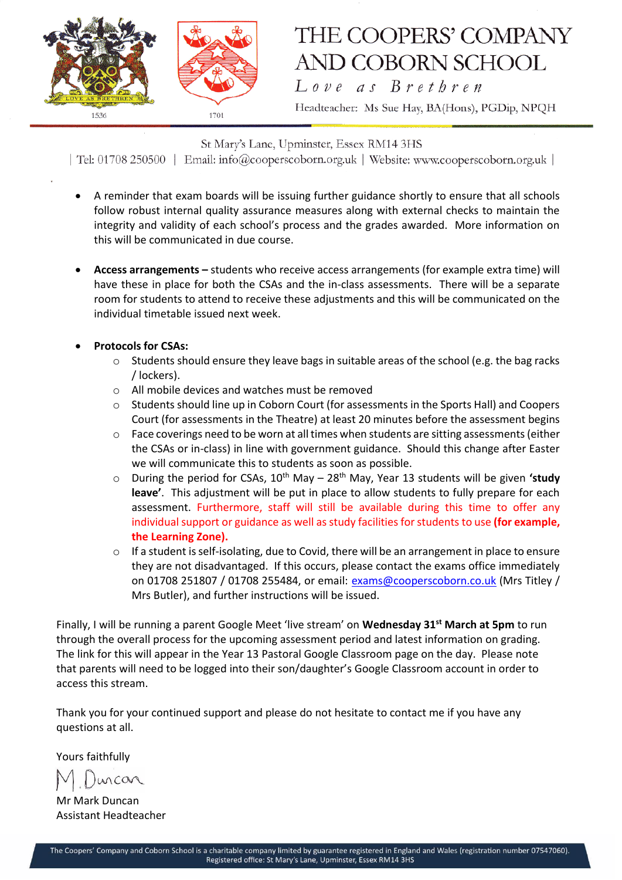# THE COOPERS' COMPANY AND COBORN SCHOOL

*Love as Brethren*

Headteacher: Ms Sue Hay, BA(Hons), PGDip, NPQH

St Mary's Lane, Upminster, Essex RM14 3HS

| Tel: 01708 250500 | Email: info@cooperscoborn.org.uk | Website: www.cooperscoborn.org.uk |

- A reminder that exam boards will be issuing further guidance shortly to ensure that all schools follow robust internal quality assurance measures along with external checks to maintain the integrity and validity of each school's process and the grades awarded. More information on this will be communicated in due course.

- **Access arrangements –** students who receive access arrangements (for example extra time) will have these in place for both the CSAs and the in-class assessments. There will be a separate room for students to attend to receive these adjustments and this will be communicated on the individual timetable issued next week.

- **Protocols for CSAs:**
  - Students should ensure they leave bags in suitable areas of the school (e.g. the bag racks / lockers).
  - All mobile devices and watches must be removed
  - Students should line up in Coborn Court (for assessments in the Sports Hall) and Coopers Court (for assessments in the Theatre) at least 20 minutes before the assessment begins
  - Face coverings need to be worn at all times when students are sitting assessments (either the CSAs or in-class) in line with government guidance. Should this change after Easter we will communicate this to students as soon as possible.
  - During the period for CSAs, 10th May – 28th May, Year 13 students will be given **'study leave'**. This adjustment will be put in place to allow students to fully prepare for each assessment. Furthermore, staff will still be available during this time to offer any individual support or guidance as well as study facilities for students to use **(for example, the Learning Zone).**
  - If a student is self-isolating, due to Covid, there will be an arrangement in place to ensure they are not disadvantaged. If this occurs, please contact the exams office immediately on 01708 251807 / 01708 255484, or email: exams@cooperscoborn.co.uk (Mrs Titley / Mrs Butler), and further instructions will be issued.

Finally, I will be running a parent Google Meet 'live stream' on **Wednesday 31st March at 5pm** to run through the overall process for the upcoming assessment period and latest information on grading. The link for this will appear in the Year 13 Pastoral Google Classroom page on the day. Please note that parents will need to be logged into their son/daughter's Google Classroom account in order to access this stream.

Thank you for your continued support and please do not hesitate to contact me if you have any questions at all.

Yours faithfully

M. Duncan

Mr Mark Duncan
Assistant Headteacher

The Coopers' Company and Coborn School is a charitable company limited by guarantee registered in England and Wales (registration number 07547060).
Registered office: St Mary's Lane, Upminster, Essex RM14 3HS